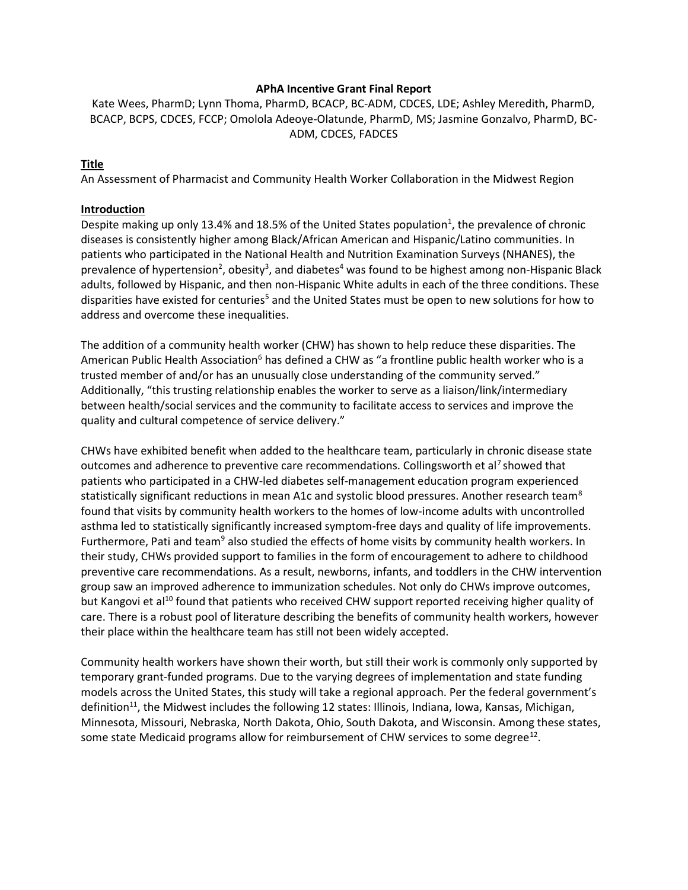**APhA Incentive Grant Final Report**

Kate Wees, PharmD; Lynn Thoma, PharmD, BCACP, BC-ADM, CDCES, LDE; Ashley Meredith, PharmD, BCACP, BCPS, CDCES, FCCP; Omolola Adeoye-Olatunde, PharmD, MS; Jasmine Gonzalvo, PharmD, BC-ADM, CDCES, FADCES

## Title

An Assessment of Pharmacist and Community Health Worker Collaboration in the Midwest Region

## Introduction

Despite making up only 13.4% and 18.5% of the United States population[1], the prevalence of chronic diseases is consistently higher among Black/African American and Hispanic/Latino communities. In patients who participated in the National Health and Nutrition Examination Surveys (NHANES), the prevalence of hypertension[2], obesity[3], and diabetes[4] was found to be highest among non-Hispanic Black adults, followed by Hispanic, and then non-Hispanic White adults in each of the three conditions. These disparities have existed for centuries[5] and the United States must be open to new solutions for how to address and overcome these inequalities.

The addition of a community health worker (CHW) has shown to help reduce these disparities. The American Public Health Association[6] has defined a CHW as "a frontline public health worker who is a trusted member of and/or has an unusually close understanding of the community served." Additionally, "this trusting relationship enables the worker to serve as a liaison/link/intermediary between health/social services and the community to facilitate access to services and improve the quality and cultural competence of service delivery."

CHWs have exhibited benefit when added to the healthcare team, particularly in chronic disease state outcomes and adherence to preventive care recommendations. Collingsworth et al[7] showed that patients who participated in a CHW-led diabetes self-management education program experienced statistically significant reductions in mean A1c and systolic blood pressures. Another research team[8] found that visits by community health workers to the homes of low-income adults with uncontrolled asthma led to statistically significantly increased symptom-free days and quality of life improvements. Furthermore, Pati and team[9] also studied the effects of home visits by community health workers. In their study, CHWs provided support to families in the form of encouragement to adhere to childhood preventive care recommendations. As a result, newborns, infants, and toddlers in the CHW intervention group saw an improved adherence to immunization schedules. Not only do CHWs improve outcomes, but Kangovi et al[10] found that patients who received CHW support reported receiving higher quality of care. There is a robust pool of literature describing the benefits of community health workers, however their place within the healthcare team has still not been widely accepted.

Community health workers have shown their worth, but still their work is commonly only supported by temporary grant-funded programs. Due to the varying degrees of implementation and state funding models across the United States, this study will take a regional approach. Per the federal government's definition[11], the Midwest includes the following 12 states: Illinois, Indiana, Iowa, Kansas, Michigan, Minnesota, Missouri, Nebraska, North Dakota, Ohio, South Dakota, and Wisconsin. Among these states, some state Medicaid programs allow for reimbursement of CHW services to some degree[12].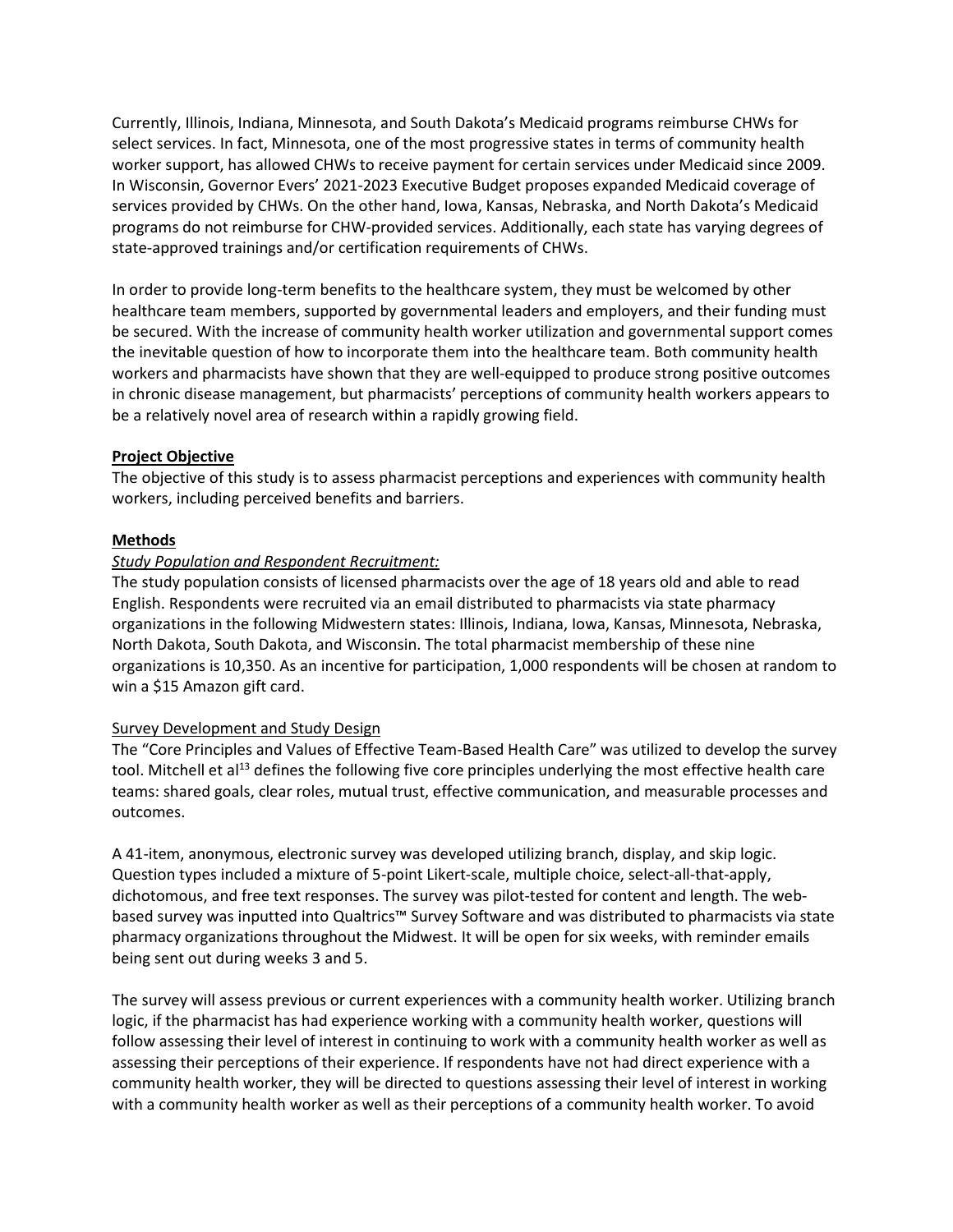Currently, Illinois, Indiana, Minnesota, and South Dakota's Medicaid programs reimburse CHWs for select services. In fact, Minnesota, one of the most progressive states in terms of community health worker support, has allowed CHWs to receive payment for certain services under Medicaid since 2009. In Wisconsin, Governor Evers' 2021-2023 Executive Budget proposes expanded Medicaid coverage of services provided by CHWs. On the other hand, Iowa, Kansas, Nebraska, and North Dakota's Medicaid programs do not reimburse for CHW-provided services. Additionally, each state has varying degrees of state-approved trainings and/or certification requirements of CHWs.

In order to provide long-term benefits to the healthcare system, they must be welcomed by other healthcare team members, supported by governmental leaders and employers, and their funding must be secured. With the increase of community health worker utilization and governmental support comes the inevitable question of how to incorporate them into the healthcare team. Both community health workers and pharmacists have shown that they are well-equipped to produce strong positive outcomes in chronic disease management, but pharmacists' perceptions of community health workers appears to be a relatively novel area of research within a rapidly growing field.

## **Project Objective**

The objective of this study is to assess pharmacist perceptions and experiences with community health workers, including perceived benefits and barriers.

## **Methods**

### *Study Population and Respondent Recruitment:*

The study population consists of licensed pharmacists over the age of 18 years old and able to read English. Respondents were recruited via an email distributed to pharmacists via state pharmacy organizations in the following Midwestern states: Illinois, Indiana, Iowa, Kansas, Minnesota, Nebraska, North Dakota, South Dakota, and Wisconsin. The total pharmacist membership of these nine organizations is 10,350. As an incentive for participation, 1,000 respondents will be chosen at random to win a $15 Amazon gift card.

### Survey Development and Study Design

The "Core Principles and Values of Effective Team-Based Health Care" was utilized to develop the survey tool. Mitchell et al[13] defines the following five core principles underlying the most effective health care teams: shared goals, clear roles, mutual trust, effective communication, and measurable processes and outcomes.

A 41-item, anonymous, electronic survey was developed utilizing branch, display, and skip logic. Question types included a mixture of 5-point Likert-scale, multiple choice, select-all-that-apply, dichotomous, and free text responses. The survey was pilot-tested for content and length. The web-based survey was inputted into Qualtrics™ Survey Software and was distributed to pharmacists via state pharmacy organizations throughout the Midwest. It will be open for six weeks, with reminder emails being sent out during weeks 3 and 5.

The survey will assess previous or current experiences with a community health worker. Utilizing branch logic, if the pharmacist has had experience working with a community health worker, questions will follow assessing their level of interest in continuing to work with a community health worker as well as assessing their perceptions of their experience. If respondents have not had direct experience with a community health worker, they will be directed to questions assessing their level of interest in working with a community health worker as well as their perceptions of a community health worker. To avoid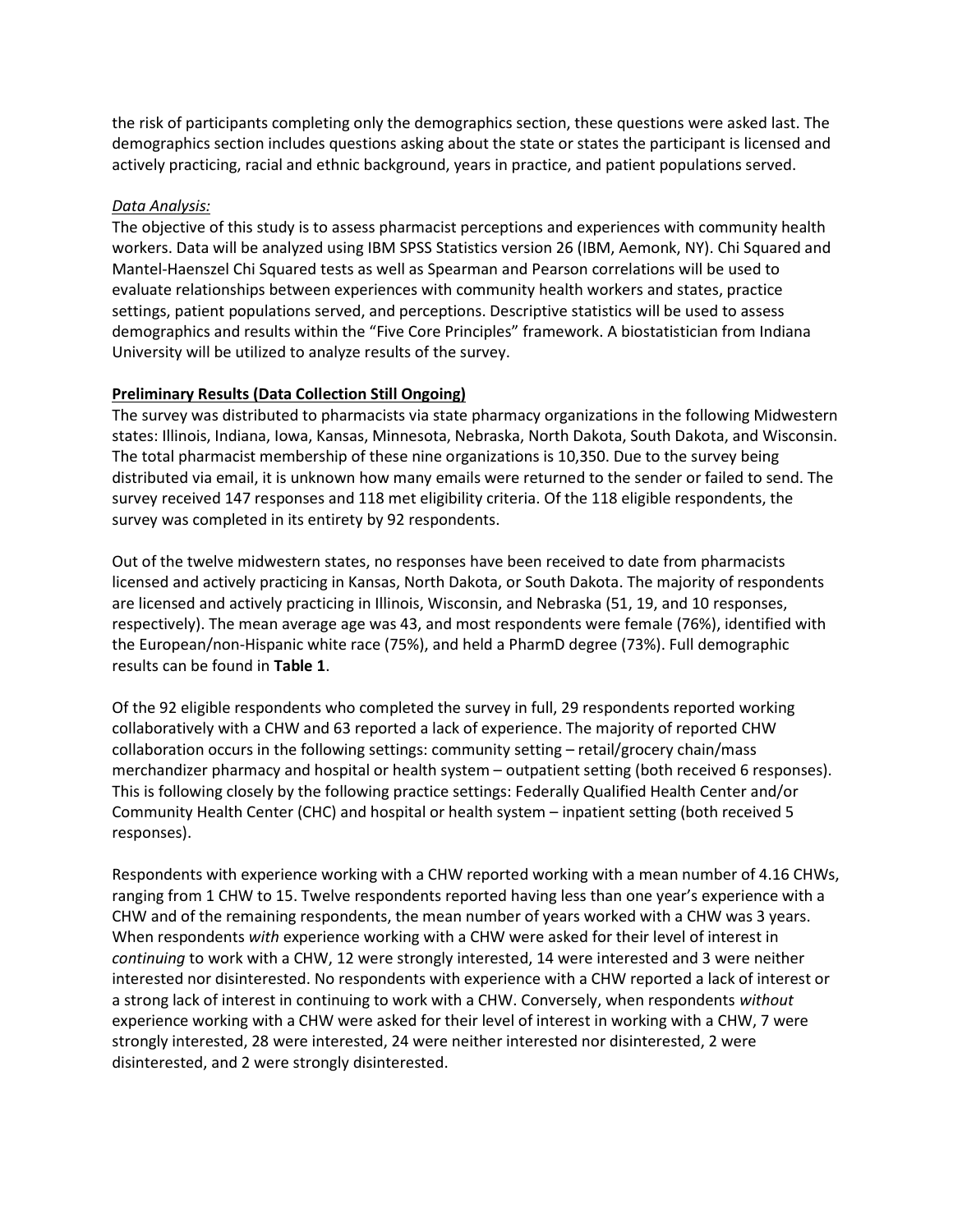the risk of participants completing only the demographics section, these questions were asked last. The demographics section includes questions asking about the state or states the participant is licensed and actively practicing, racial and ethnic background, years in practice, and patient populations served.

*Data Analysis:*

The objective of this study is to assess pharmacist perceptions and experiences with community health workers. Data will be analyzed using IBM SPSS Statistics version 26 (IBM, Aemonk, NY). Chi Squared and Mantel-Haenszel Chi Squared tests as well as Spearman and Pearson correlations will be used to evaluate relationships between experiences with community health workers and states, practice settings, patient populations served, and perceptions. Descriptive statistics will be used to assess demographics and results within the "Five Core Principles" framework. A biostatistician from Indiana University will be utilized to analyze results of the survey.

**Preliminary Results (Data Collection Still Ongoing)**

The survey was distributed to pharmacists via state pharmacy organizations in the following Midwestern states: Illinois, Indiana, Iowa, Kansas, Minnesota, Nebraska, North Dakota, South Dakota, and Wisconsin. The total pharmacist membership of these nine organizations is 10,350. Due to the survey being distributed via email, it is unknown how many emails were returned to the sender or failed to send. The survey received 147 responses and 118 met eligibility criteria. Of the 118 eligible respondents, the survey was completed in its entirety by 92 respondents.

Out of the twelve midwestern states, no responses have been received to date from pharmacists licensed and actively practicing in Kansas, North Dakota, or South Dakota. The majority of respondents are licensed and actively practicing in Illinois, Wisconsin, and Nebraska (51, 19, and 10 responses, respectively). The mean average age was 43, and most respondents were female (76%), identified with the European/non-Hispanic white race (75%), and held a PharmD degree (73%). Full demographic results can be found in **Table 1**.

Of the 92 eligible respondents who completed the survey in full, 29 respondents reported working collaboratively with a CHW and 63 reported a lack of experience. The majority of reported CHW collaboration occurs in the following settings: community setting – retail/grocery chain/mass merchandizer pharmacy and hospital or health system – outpatient setting (both received 6 responses). This is following closely by the following practice settings: Federally Qualified Health Center and/or Community Health Center (CHC) and hospital or health system – inpatient setting (both received 5 responses).

Respondents with experience working with a CHW reported working with a mean number of 4.16 CHWs, ranging from 1 CHW to 15. Twelve respondents reported having less than one year's experience with a CHW and of the remaining respondents, the mean number of years worked with a CHW was 3 years. When respondents *with* experience working with a CHW were asked for their level of interest in *continuing* to work with a CHW, 12 were strongly interested, 14 were interested and 3 were neither interested nor disinterested. No respondents with experience with a CHW reported a lack of interest or a strong lack of interest in continuing to work with a CHW. Conversely, when respondents *without* experience working with a CHW were asked for their level of interest in working with a CHW, 7 were strongly interested, 28 were interested, 24 were neither interested nor disinterested, 2 were disinterested, and 2 were strongly disinterested.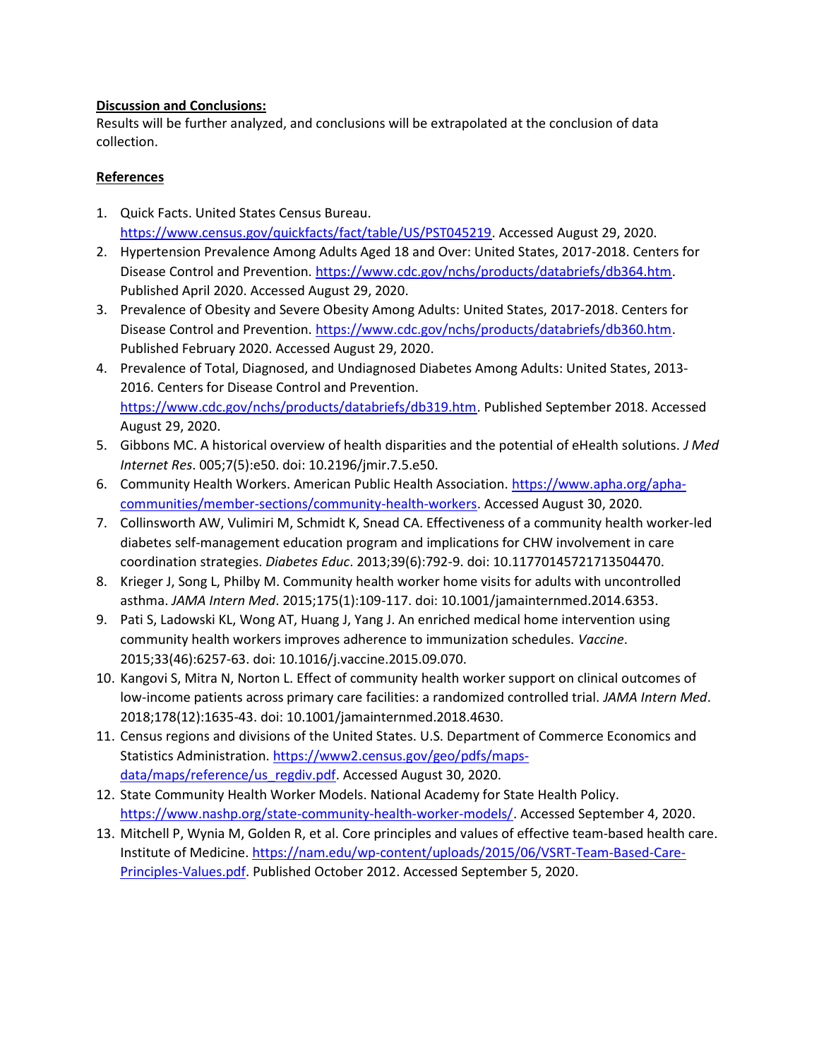**Discussion and Conclusions:**

Results will be further analyzed, and conclusions will be extrapolated at the conclusion of data collection.

**References**

1. Quick Facts. United States Census Bureau. https://www.census.gov/quickfacts/fact/table/US/PST045219. Accessed August 29, 2020.
2. Hypertension Prevalence Among Adults Aged 18 and Over: United States, 2017-2018. Centers for Disease Control and Prevention. https://www.cdc.gov/nchs/products/databriefs/db364.htm. Published April 2020. Accessed August 29, 2020.
3. Prevalence of Obesity and Severe Obesity Among Adults: United States, 2017-2018. Centers for Disease Control and Prevention. https://www.cdc.gov/nchs/products/databriefs/db360.htm. Published February 2020. Accessed August 29, 2020.
4. Prevalence of Total, Diagnosed, and Undiagnosed Diabetes Among Adults: United States, 2013-2016. Centers for Disease Control and Prevention. https://www.cdc.gov/nchs/products/databriefs/db319.htm. Published September 2018. Accessed August 29, 2020.
5. Gibbons MC. A historical overview of health disparities and the potential of eHealth solutions. *J Med Internet Res*. 005;7(5):e50. doi: 10.2196/jmir.7.5.e50.
6. Community Health Workers. American Public Health Association. https://www.apha.org/apha-communities/member-sections/community-health-workers. Accessed August 30, 2020.
7. Collinsworth AW, Vulimiri M, Schmidt K, Snead CA. Effectiveness of a community health worker-led diabetes self-management education program and implications for CHW involvement in care coordination strategies. *Diabetes Educ*. 2013;39(6):792-9. doi: 10.11770145721713504470.
8. Krieger J, Song L, Philby M. Community health worker home visits for adults with uncontrolled asthma. *JAMA Intern Med*. 2015;175(1):109-117. doi: 10.1001/jamainternmed.2014.6353.
9. Pati S, Ladowski KL, Wong AT, Huang J, Yang J. An enriched medical home intervention using community health workers improves adherence to immunization schedules. *Vaccine*. 2015;33(46):6257-63. doi: 10.1016/j.vaccine.2015.09.070.
10. Kangovi S, Mitra N, Norton L. Effect of community health worker support on clinical outcomes of low-income patients across primary care facilities: a randomized controlled trial. *JAMA Intern Med*. 2018;178(12):1635-43. doi: 10.1001/jamainternmed.2018.4630.
11. Census regions and divisions of the United States. U.S. Department of Commerce Economics and Statistics Administration. https://www2.census.gov/geo/pdfs/maps-data/maps/reference/us_regdiv.pdf. Accessed August 30, 2020.
12. State Community Health Worker Models. National Academy for State Health Policy. https://www.nashp.org/state-community-health-worker-models/. Accessed September 4, 2020.
13. Mitchell P, Wynia M, Golden R, et al. Core principles and values of effective team-based health care. Institute of Medicine. https://nam.edu/wp-content/uploads/2015/06/VSRT-Team-Based-Care-Principles-Values.pdf. Published October 2012. Accessed September 5, 2020.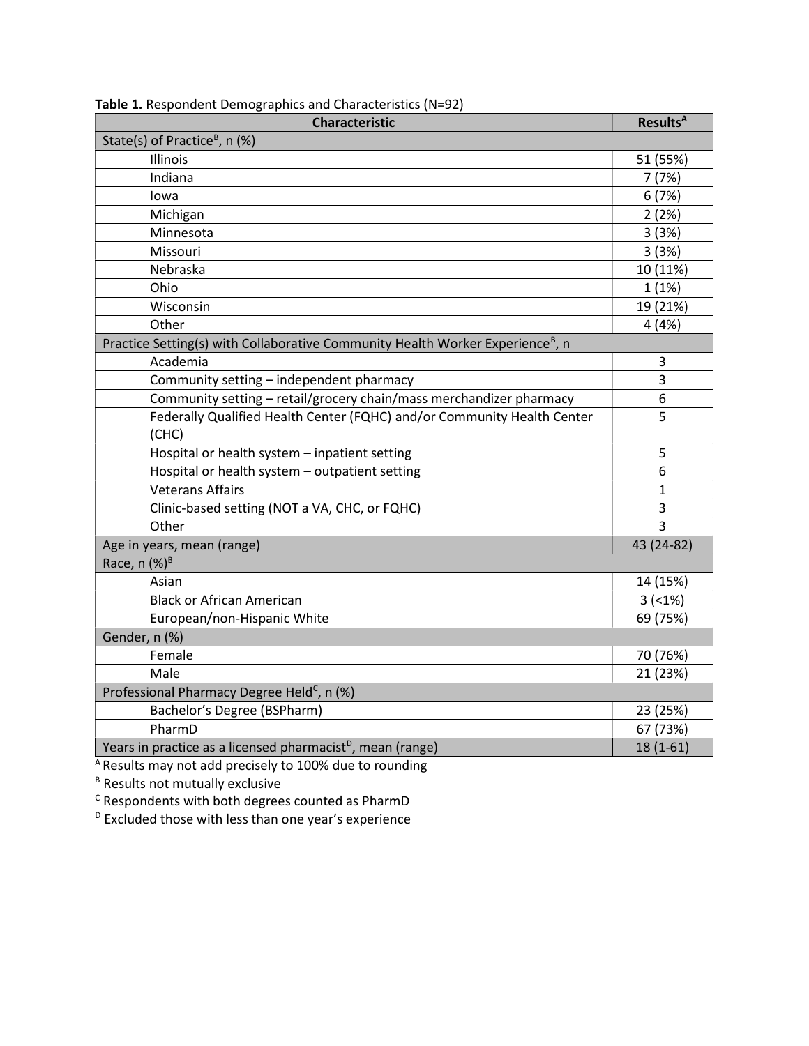**Table 1.** Respondent Demographics and Characteristics (N=92)

| Characteristic | Results[A] |
|---|---|
| State(s) of Practice[B], n (%) | |
| Illinois | 51 (55%) |
| Indiana | 7 (7%) |
| Iowa | 6 (7%) |
| Michigan | 2 (2%) |
| Minnesota | 3 (3%) |
| Missouri | 3 (3%) |
| Nebraska | 10 (11%) |
| Ohio | 1 (1%) |
| Wisconsin | 19 (21%) |
| Other | 4 (4%) |
| Practice Setting(s) with Collaborative Community Health Worker Experience[B], n | |
| Academia | 3 |
| Community setting – independent pharmacy | 3 |
| Community setting – retail/grocery chain/mass merchandizer pharmacy | 6 |
| Federally Qualified Health Center (FQHC) and/or Community Health Center (CHC) | 5 |
| Hospital or health system – inpatient setting | 5 |
| Hospital or health system – outpatient setting | 6 |
| Veterans Affairs | 1 |
| Clinic-based setting (NOT a VA, CHC, or FQHC) | 3 |
| Other | 3 |
| Age in years, mean (range) | 43 (24-82) |
| Race, n (%)[B] | |
| Asian | 14 (15%) |
| Black or African American | 3 (<1%) |
| European/non-Hispanic White | 69 (75%) |
| Gender, n (%) | |
| Female | 70 (76%) |
| Male | 21 (23%) |
| Professional Pharmacy Degree Held[C], n (%) | |
| Bachelor's Degree (BSPharm) | 23 (25%) |
| PharmD | 67 (73%) |
| Years in practice as a licensed pharmacist[D], mean (range) | 18 (1-61) |

[A] Results may not add precisely to 100% due to rounding
[B] Results not mutually exclusive
[C] Respondents with both degrees counted as PharmD
[D] Excluded those with less than one year's experience